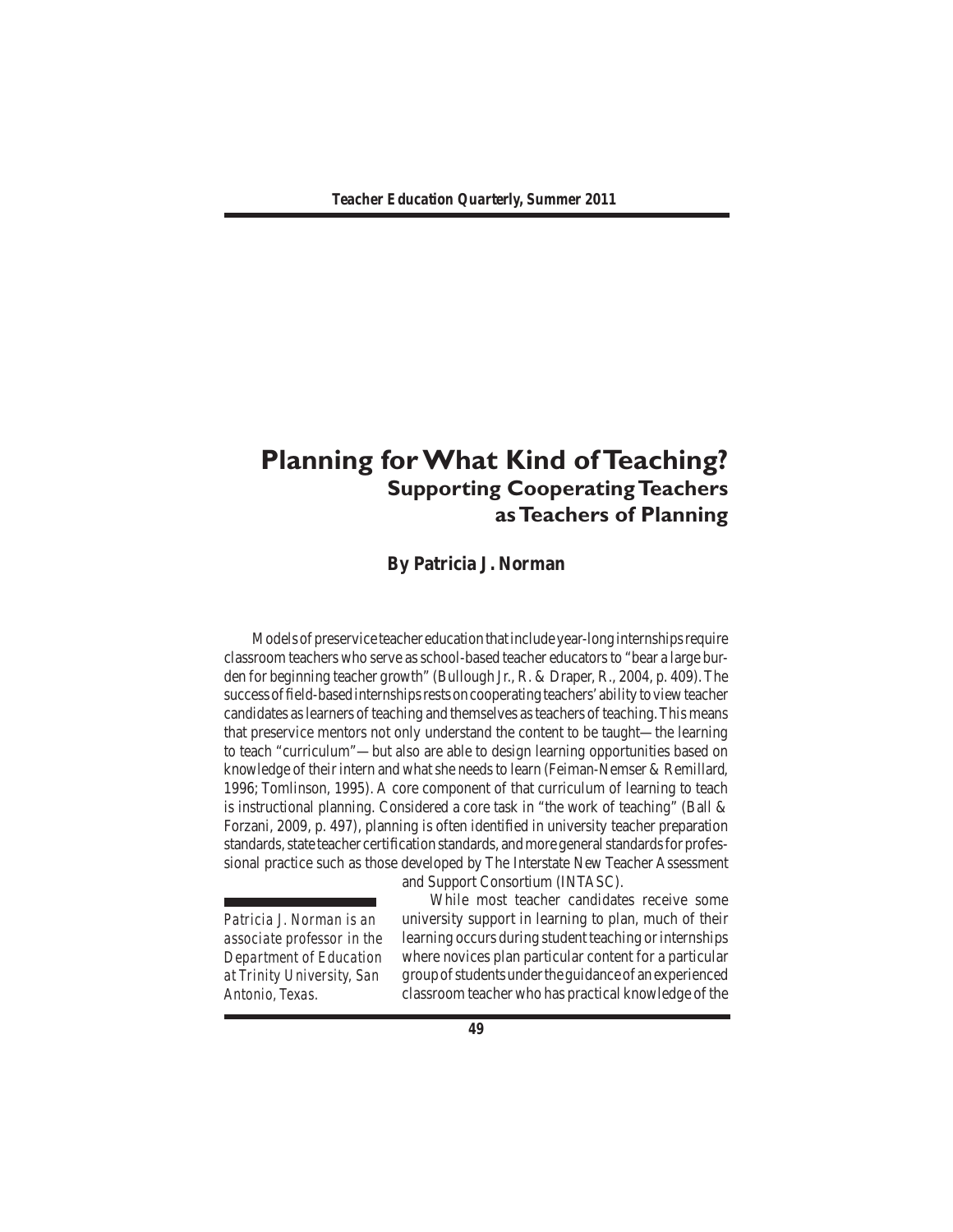# Planning for What Kind of Teaching?

## Supporting Cooperating Teachers as Teachers of Planning

**By Patricia J. Norman**

Models of preservice teacher education that include year-long internships require classroom teachers who serve as school-based teacher educators to "bear a large burden for beginning teacher growth" (Bullough Jr., R. & Draper, R., 2004, p. 409). The success of field-based internships rests on cooperating teachers' ability to view teacher candidates as learners of teaching and themselves as teachers of teaching. This means that preservice mentors not only understand the content to be taught—the learning to teach "curriculum"—but also are able to design learning opportunities based on knowledge of their intern and what she needs to learn (Feiman-Nemser & Remillard, 1996; Tomlinson, 1995). A core component of that curriculum of learning to teach is instructional planning. Considered a core task in "the work of teaching" (Ball & Forzani, 2009, p. 497), planning is often identified in university teacher preparation standards, state teacher certification standards, and more general standards for professional practice such as those developed by The Interstate New Teacher Assessment and Support Consortium (INTASC).

While most teacher candidates receive some university support in learning to plan, much of their learning occurs during student teaching or internships where novices plan particular content for a particular group of students under the guidance of an experienced classroom teacher who has practical knowledge of the

*Patricia J. Norman is an associate professor in the Department of Education at Trinity University, San Antonio, Texas.*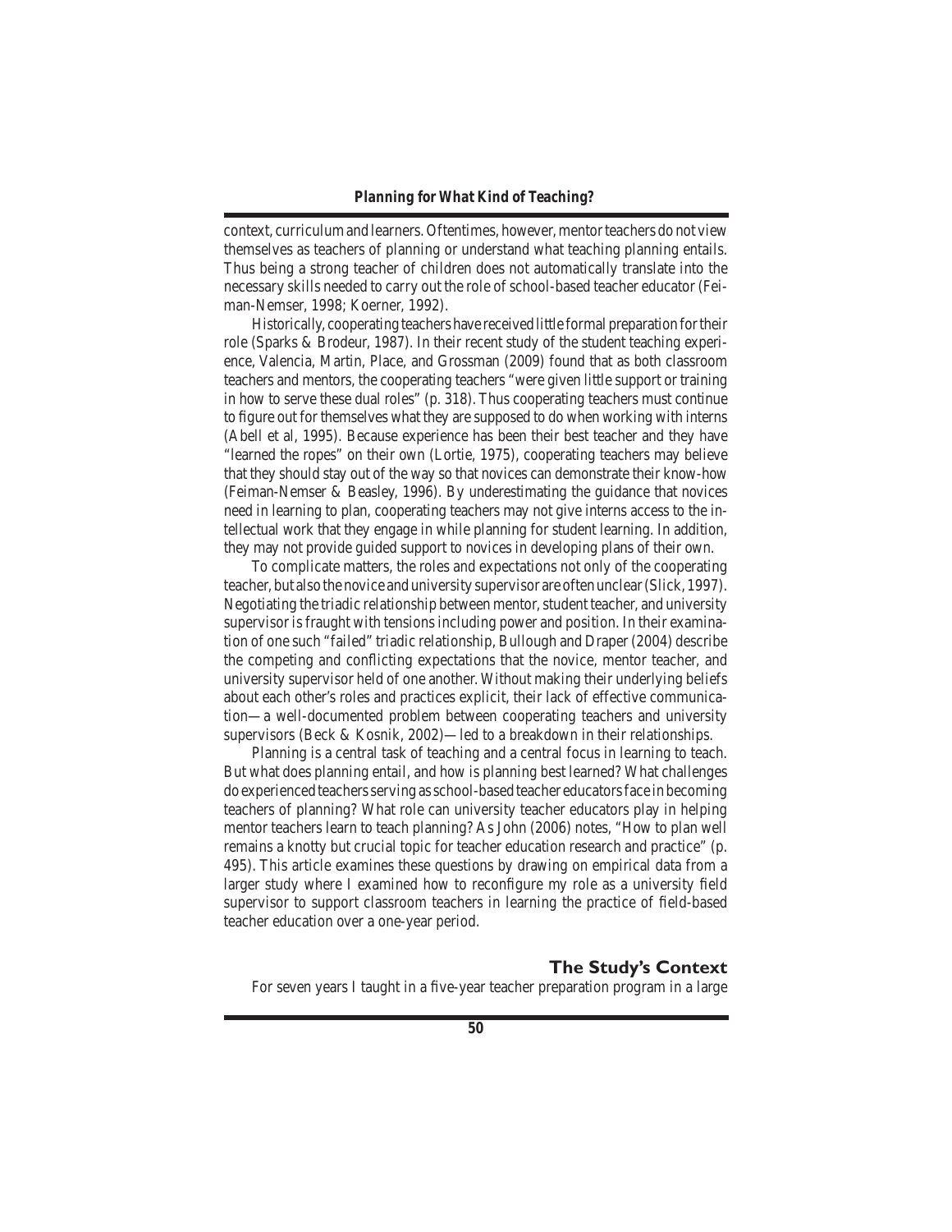context, curriculum and learners. Oftentimes, however, mentor teachers do not view themselves as teachers of planning or understand what teaching planning entails. Thus being a strong teacher of children does not automatically translate into the necessary skills needed to carry out the role of school-based teacher educator (Feiman-Nemser, 1998; Koerner, 1992).

Historically, cooperating teachers have received little formal preparation for their role (Sparks & Brodeur, 1987). In their recent study of the student teaching experience, Valencia, Martin, Place, and Grossman (2009) found that as both classroom teachers and mentors, the cooperating teachers "were given little support or training in how to serve these dual roles" (p. 318). Thus cooperating teachers must continue to figure out for themselves what they are supposed to do when working with interns (Abell et al, 1995). Because experience has been their best teacher and they have "learned the ropes" on their own (Lortie, 1975), cooperating teachers may believe that they should stay out of the way so that novices can demonstrate their know-how (Feiman-Nemser & Beasley, 1996). By underestimating the guidance that novices need in learning to plan, cooperating teachers may not give interns access to the intellectual work that they engage in while planning for student learning. In addition, they may not provide guided support to novices in developing plans of their own.

To complicate matters, the roles and expectations not only of the cooperating teacher, but also the novice and university supervisor are often unclear (Slick, 1997). Negotiating the triadic relationship between mentor, student teacher, and university supervisor is fraught with tensions including power and position. In their examination of one such "failed" triadic relationship, Bullough and Draper (2004) describe the competing and conflicting expectations that the novice, mentor teacher, and university supervisor held of one another. Without making their underlying beliefs about each other's roles and practices explicit, their lack of effective communication—a well-documented problem between cooperating teachers and university supervisors (Beck & Kosnik, 2002)—led to a breakdown in their relationships.

Planning is a central task of teaching and a central focus in learning to teach. But what does planning entail, and how is planning best learned? What challenges do experienced teachers serving as school-based teacher educators face in becoming teachers of planning? What role can university teacher educators play in helping mentor teachers learn to teach planning? As John (2006) notes, "How to plan well remains a knotty but crucial topic for teacher education research and practice" (p. 495). This article examines these questions by drawing on empirical data from a larger study where I examined how to reconfigure my role as a university field supervisor to support classroom teachers in learning the practice of field-based teacher education over a one-year period.

## The Study's Context

For seven years I taught in a five-year teacher preparation program in a large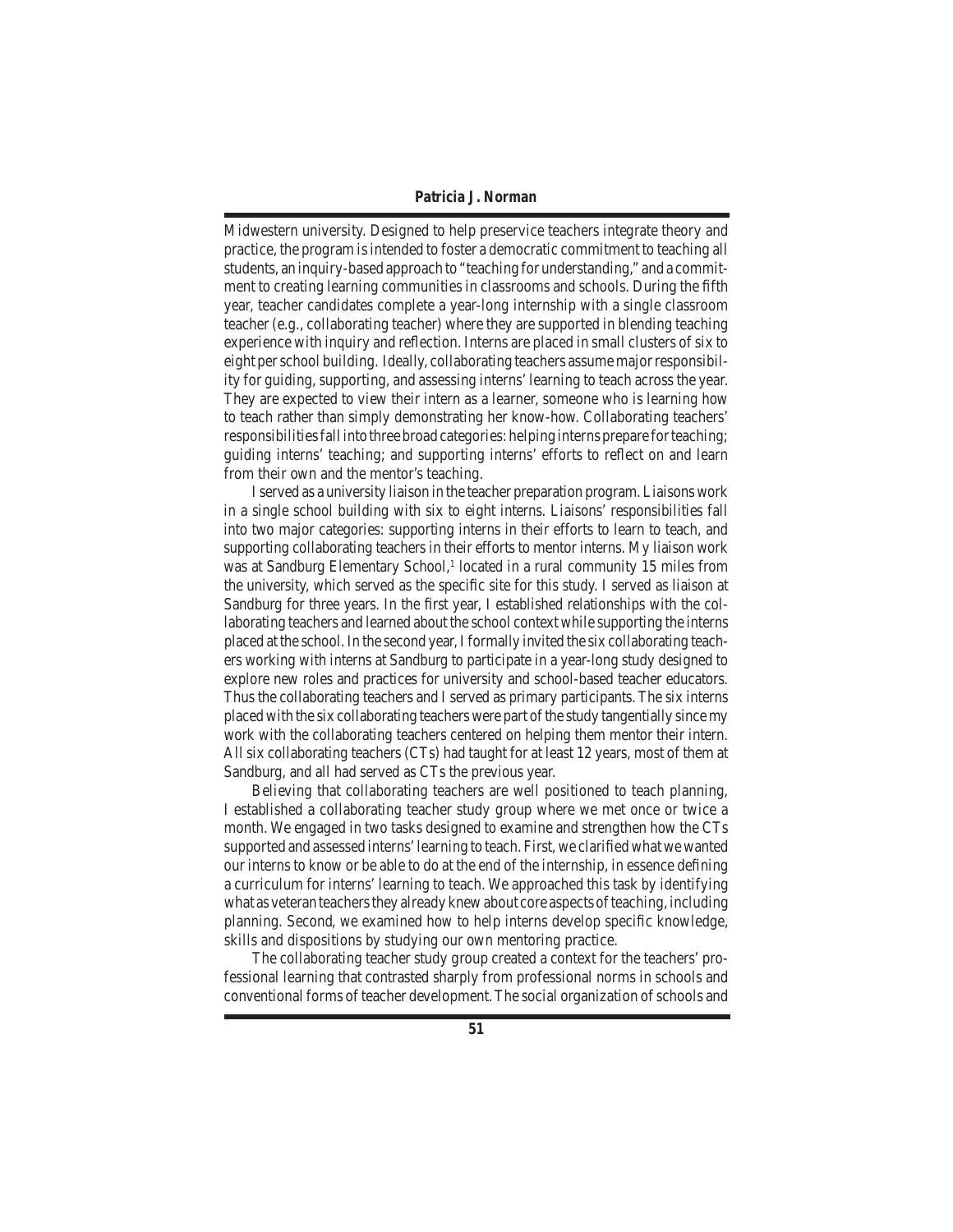Midwestern university. Designed to help preservice teachers integrate theory and practice, the program is intended to foster a democratic commitment to teaching all students, an inquiry-based approach to "teaching for understanding," and a commitment to creating learning communities in classrooms and schools. During the fifth year, teacher candidates complete a year-long internship with a single classroom teacher (e.g., collaborating teacher) where they are supported in blending teaching experience with inquiry and reflection. Interns are placed in small clusters of six to eight per school building. Ideally, collaborating teachers assume major responsibility for guiding, supporting, and assessing interns' learning to teach across the year. They are expected to view their intern as a learner, someone who is learning how to teach rather than simply demonstrating her know-how. Collaborating teachers' responsibilities fall into three broad categories: helping interns prepare for teaching; guiding interns' teaching; and supporting interns' efforts to reflect on and learn from their own and the mentor's teaching.

I served as a university liaison in the teacher preparation program. Liaisons work in a single school building with six to eight interns. Liaisons' responsibilities fall into two major categories: supporting interns in their efforts to learn to teach, and supporting collaborating teachers in their efforts to mentor interns. My liaison work was at Sandburg Elementary School,[1] located in a rural community 15 miles from the university, which served as the specific site for this study. I served as liaison at Sandburg for three years. In the first year, I established relationships with the collaborating teachers and learned about the school context while supporting the interns placed at the school. In the second year, I formally invited the six collaborating teachers working with interns at Sandburg to participate in a year-long study designed to explore new roles and practices for university and school-based teacher educators. Thus the collaborating teachers and I served as primary participants. The six interns placed with the six collaborating teachers were part of the study tangentially since my work with the collaborating teachers centered on helping them mentor their intern. All six collaborating teachers (CTs) had taught for at least 12 years, most of them at Sandburg, and all had served as CTs the previous year.

Believing that collaborating teachers are well positioned to teach planning, I established a collaborating teacher study group where we met once or twice a month. We engaged in two tasks designed to examine and strengthen how the CTs supported and assessed interns' learning to teach. First, we clarified what we wanted our interns to know or be able to do at the end of the internship, in essence defining a curriculum for interns' learning to teach. We approached this task by identifying what as veteran teachers they already knew about core aspects of teaching, including planning. Second, we examined how to help interns develop specific knowledge, skills and dispositions by studying our own mentoring practice.

The collaborating teacher study group created a context for the teachers' professional learning that contrasted sharply from professional norms in schools and conventional forms of teacher development. The social organization of schools and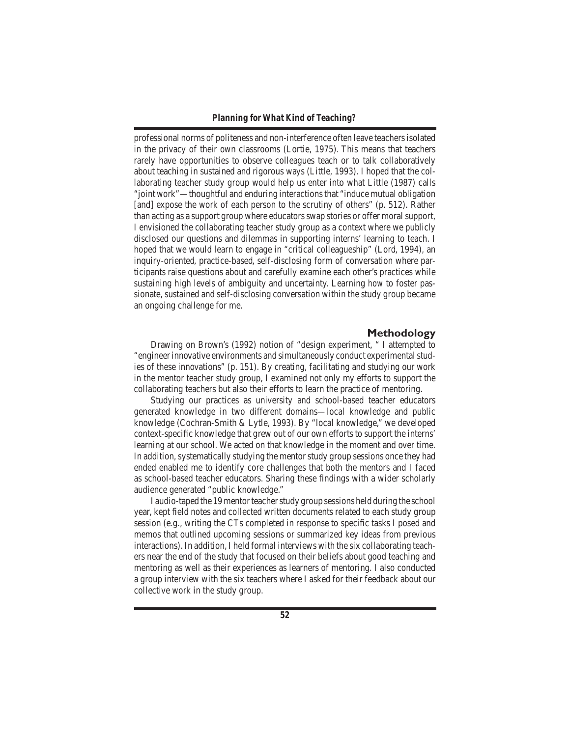professional norms of politeness and non-interference often leave teachers isolated in the privacy of their own classrooms (Lortie, 1975). This means that teachers rarely have opportunities to observe colleagues teach or to talk collaboratively about teaching in sustained and rigorous ways (Little, 1993). I hoped that the collaborating teacher study group would help us enter into what Little (1987) calls "joint work"—thoughtful and enduring interactions that "induce mutual obligation [and] expose the work of each person to the scrutiny of others" (p. 512). Rather than acting as a support group where educators swap stories or offer moral support, I envisioned the collaborating teacher study group as a context where we publicly disclosed our questions and dilemmas in supporting interns' learning to teach. I hoped that we would learn to engage in "critical colleagueship" (Lord, 1994), an inquiry-oriented, practice-based, self-disclosing form of conversation where participants raise questions about and carefully examine each other's practices while sustaining high levels of ambiguity and uncertainty. Learning *how* to foster passionate, sustained and self-disclosing conversation within the study group became an ongoing challenge for me.

## Methodology

Drawing on Brown's (1992) notion of "design experiment, " I attempted to "engineer innovative environments and simultaneously conduct experimental studies of these innovations" (p. 151). By creating, facilitating and studying our work in the mentor teacher study group, I examined not only my efforts to support the collaborating teachers but also their efforts to learn the practice of mentoring.

Studying our practices as university and school-based teacher educators generated knowledge in two different domains—local knowledge and public knowledge (Cochran-Smith & Lytle, 1993). By "local knowledge," we developed context-specific knowledge that grew out of our own efforts to support the interns' learning at our school. We acted on that knowledge in the moment and over time. In addition, systematically studying the mentor study group sessions once they had ended enabled me to identify core challenges that both the mentors and I faced as school-based teacher educators. Sharing these findings with a wider scholarly audience generated "public knowledge."

I audio-taped the 19 mentor teacher study group sessions held during the school year, kept field notes and collected written documents related to each study group session (e.g., writing the CTs completed in response to specific tasks I posed and memos that outlined upcoming sessions or summarized key ideas from previous interactions). In addition, I held formal interviews with the six collaborating teachers near the end of the study that focused on their beliefs about good teaching and mentoring as well as their experiences as learners of mentoring. I also conducted a group interview with the six teachers where I asked for their feedback about our collective work in the study group.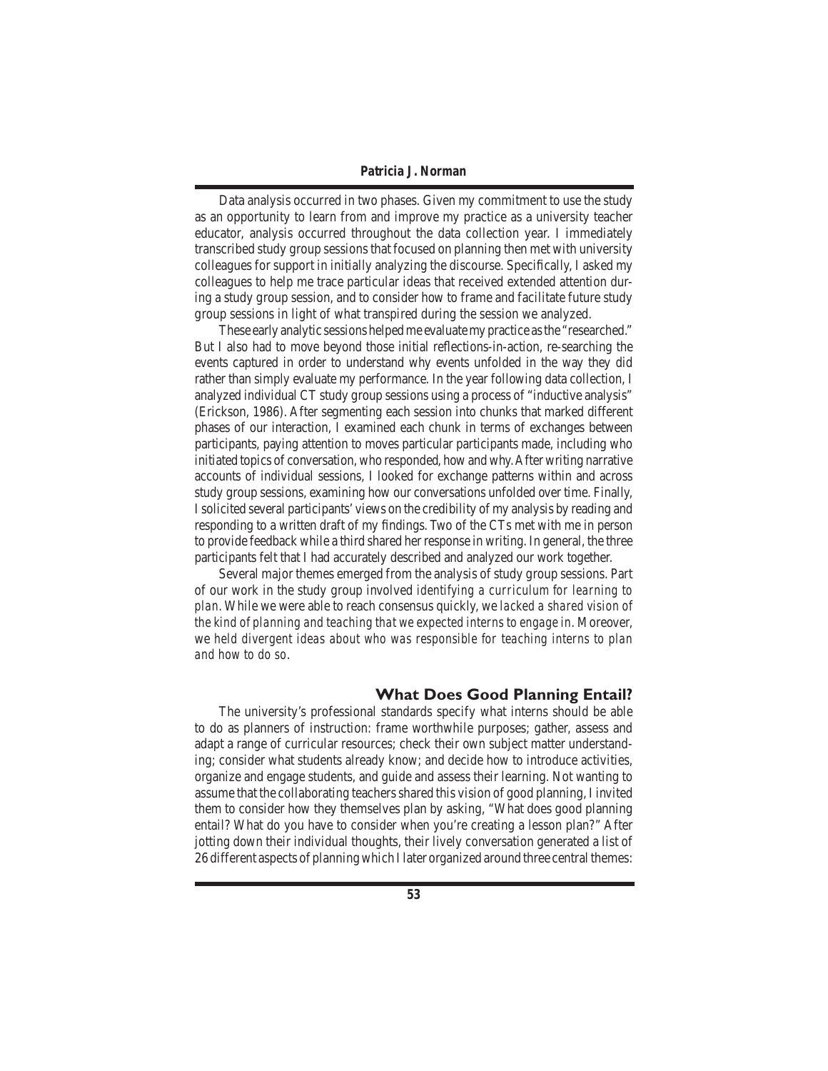Data analysis occurred in two phases. Given my commitment to use the study as an opportunity to learn from and improve my practice as a university teacher educator, analysis occurred throughout the data collection year. I immediately transcribed study group sessions that focused on planning then met with university colleagues for support in initially analyzing the discourse. Specifically, I asked my colleagues to help me trace particular ideas that received extended attention during a study group session, and to consider how to frame and facilitate future study group sessions in light of what transpired during the session we analyzed.

These early analytic sessions helped me evaluate my practice as the "researched." But I also had to move beyond these initial reflections-in-action, re-searching the events captured in order to understand why events unfolded in the way they did rather than simply evaluate my performance. In the year following data collection, I analyzed individual CT study group sessions using a process of "inductive analysis" (Erickson, 1986). After segmenting each session into chunks that marked different phases of our interaction, I examined each chunk in terms of exchanges between participants, paying attention to moves particular participants made, including who initiated topics of conversation, who responded, how and why. After writing narrative accounts of individual sessions, I looked for exchange patterns within and across study group sessions, examining how our conversations unfolded over time. Finally, I solicited several participants' views on the credibility of my analysis by reading and responding to a written draft of my findings. Two of the CTs met with me in person to provide feedback while a third shared her response in writing. In general, the three participants felt that I had accurately described and analyzed our work together.

Several major themes emerged from the analysis of study group sessions. Part of our work in the study group involved *identifying a curriculum for learning to plan*. While we were able to reach consensus quickly, we *lacked a shared vision of the kind of planning and teaching that we expected interns to engage in*. Moreover, we *held divergent ideas about who was responsible for teaching interns to plan and how to do so*.

## What Does Good Planning Entail?

The university's professional standards specify what interns should be able to do as planners of instruction: frame worthwhile purposes; gather, assess and adapt a range of curricular resources; check their own subject matter understanding; consider what students already know; and decide how to introduce activities, organize and engage students, and guide and assess their learning. Not wanting to assume that the collaborating teachers shared this vision of good planning, I invited them to consider how they themselves plan by asking, "What does good planning entail? What do you have to consider when you're creating a lesson plan?" After jotting down their individual thoughts, their lively conversation generated a list of 26 different aspects of planning which I later organized around three central themes: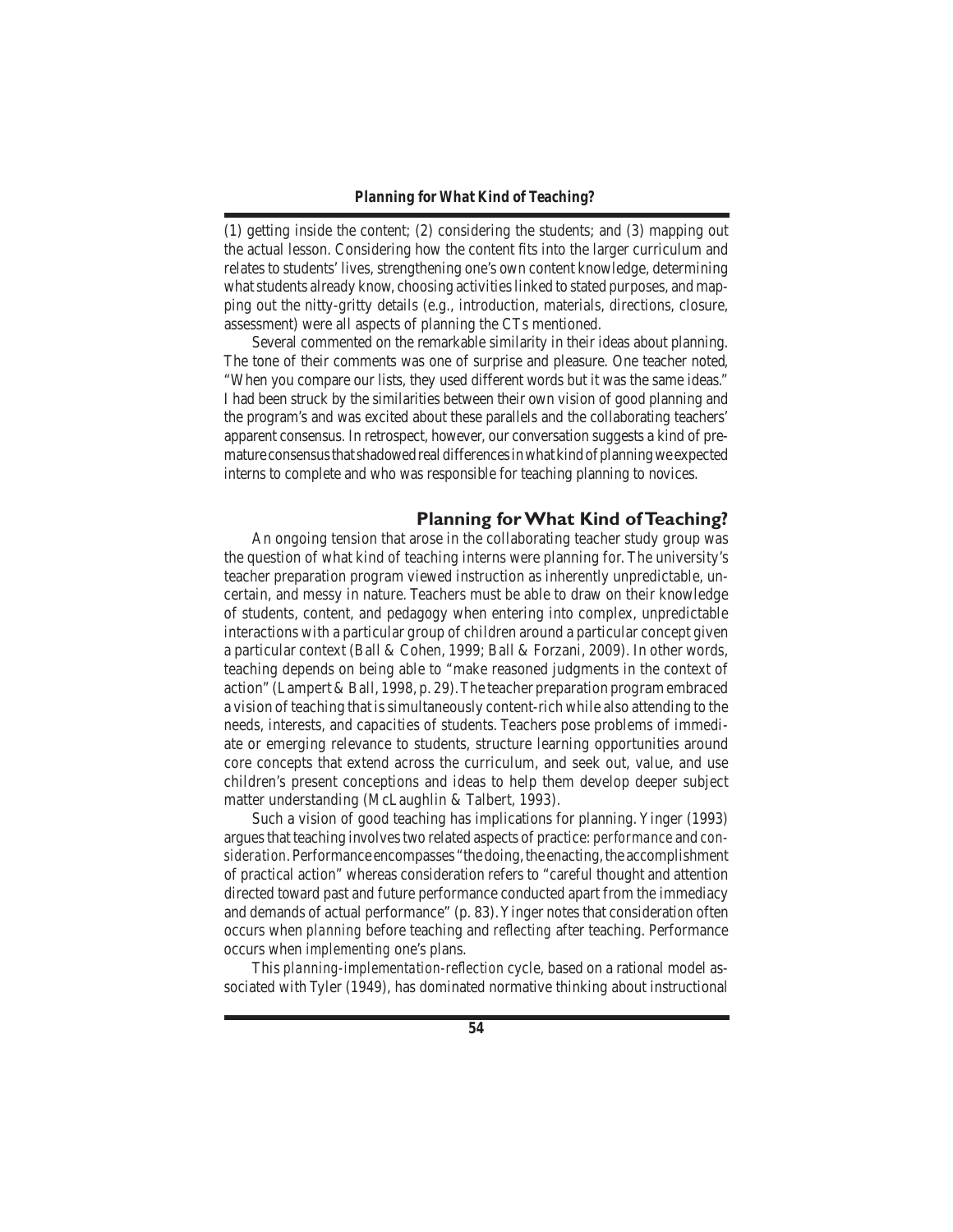(1) getting inside the content; (2) considering the students; and (3) mapping out the actual lesson. Considering how the content fits into the larger curriculum and relates to students' lives, strengthening one's own content knowledge, determining what students already know, choosing activities linked to stated purposes, and mapping out the nitty-gritty details (e.g., introduction, materials, directions, closure, assessment) were all aspects of planning the CTs mentioned.

Several commented on the remarkable similarity in their ideas about planning. The tone of their comments was one of surprise and pleasure. One teacher noted, "When you compare our lists, they used different words but it was the same ideas." I had been struck by the similarities between their own vision of good planning and the program's and was excited about these parallels and the collaborating teachers' apparent consensus. In retrospect, however, our conversation suggests a kind of premature consensus that shadowed real differences in what kind of planning we expected interns to complete and who was responsible for teaching planning to novices.

## Planning for What Kind of Teaching?

An ongoing tension that arose in the collaborating teacher study group was the question of what kind of teaching interns were planning for. The university's teacher preparation program viewed instruction as inherently unpredictable, uncertain, and messy in nature. Teachers must be able to draw on their knowledge of students, content, and pedagogy when entering into complex, unpredictable interactions with a particular group of children around a particular concept given a particular context (Ball & Cohen, 1999; Ball & Forzani, 2009). In other words, teaching depends on being able to "make reasoned judgments in the context of action" (Lampert & Ball, 1998, p. 29). The teacher preparation program embraced a vision of teaching that is simultaneously content-rich while also attending to the needs, interests, and capacities of students. Teachers pose problems of immediate or emerging relevance to students, structure learning opportunities around core concepts that extend across the curriculum, and seek out, value, and use children's present conceptions and ideas to help them develop deeper subject matter understanding (McLaughlin & Talbert, 1993).

Such a vision of good teaching has implications for planning. Yinger (1993) argues that teaching involves two related aspects of practice: *performance* and *consideration*. Performance encompasses "the doing, the enacting, the accomplishment of practical action" whereas consideration refers to "careful thought and attention directed toward past and future performance conducted apart from the immediacy and demands of actual performance" (p. 83). Yinger notes that consideration often occurs when *planning* before teaching and *reflecting* after teaching. Performance occurs when *implementing* one's plans.

This *planning-implementation-reflection* cycle, based on a rational model associated with Tyler (1949), has dominated normative thinking about instructional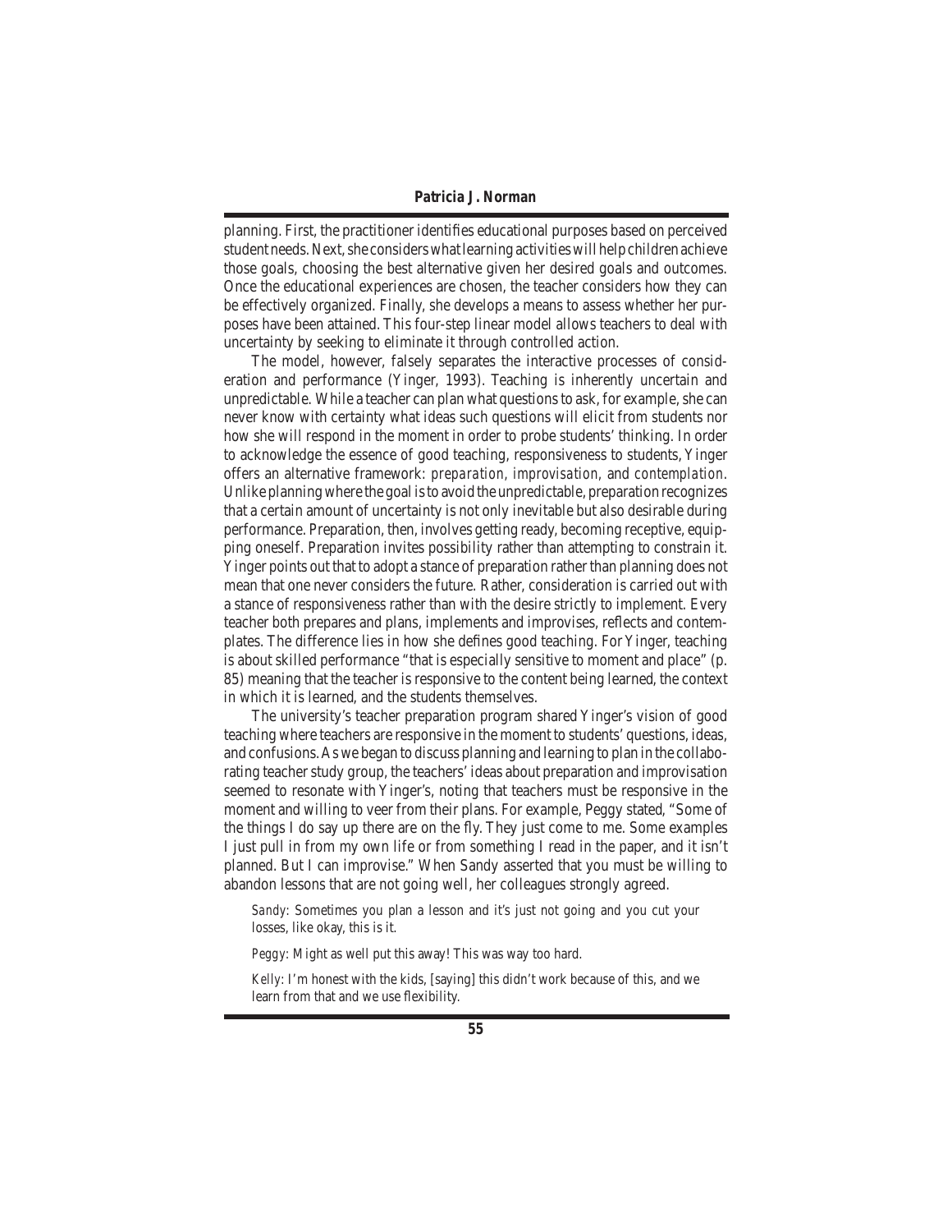planning. First, the practitioner identifies educational purposes based on perceived student needs. Next, she considers what learning activities will help children achieve those goals, choosing the best alternative given her desired goals and outcomes. Once the educational experiences are chosen, the teacher considers how they can be effectively organized. Finally, she develops a means to assess whether her purposes have been attained. This four-step linear model allows teachers to deal with uncertainty by seeking to eliminate it through controlled action.

The model, however, falsely separates the interactive processes of consideration and performance (Yinger, 1993). Teaching is inherently uncertain and unpredictable. While a teacher can plan what questions to ask, for example, she can never know with certainty what ideas such questions will elicit from students nor how she will respond in the moment in order to probe students' thinking. In order to acknowledge the essence of good teaching, responsiveness to students, Yinger offers an alternative framework: *preparation, improvisation*, and *contemplation*. Unlike planning where the goal is to avoid the unpredictable, preparation recognizes that a certain amount of uncertainty is not only inevitable but also desirable during performance. Preparation, then, involves getting ready, becoming receptive, equipping oneself. Preparation invites possibility rather than attempting to constrain it. Yinger points out that to adopt a stance of preparation rather than planning does not mean that one never considers the future. Rather, consideration is carried out with a stance of responsiveness rather than with the desire strictly to implement. Every teacher both prepares and plans, implements and improvises, reflects and contemplates. The difference lies in how she defines good teaching. For Yinger, teaching is about skilled performance "that is especially sensitive to moment and place" (p. 85) meaning that the teacher is responsive to the content being learned, the context in which it is learned, and the students themselves.

The university's teacher preparation program shared Yinger's vision of good teaching where teachers are responsive in the moment to students' questions, ideas, and confusions. As we began to discuss planning and learning to plan in the collaborating teacher study group, the teachers' ideas about preparation and improvisation seemed to resonate with Yinger's, noting that teachers must be responsive in the moment and willing to veer from their plans. For example, Peggy stated, "Some of the things I do say up there are on the fly. They just come to me. Some examples I just pull in from my own life or from something I read in the paper, and it isn't planned. But I can improvise." When Sandy asserted that you must be willing to abandon lessons that are not going well, her colleagues strongly agreed.

> *Sandy*: Sometimes you plan a lesson and it's just not going and you cut your losses, like okay, this is it.
>
> *Peggy*: Might as well put this away! This was way too hard.
>
> *Kelly*: I'm honest with the kids, [saying] this didn't work because of this, and we learn from that and we use flexibility.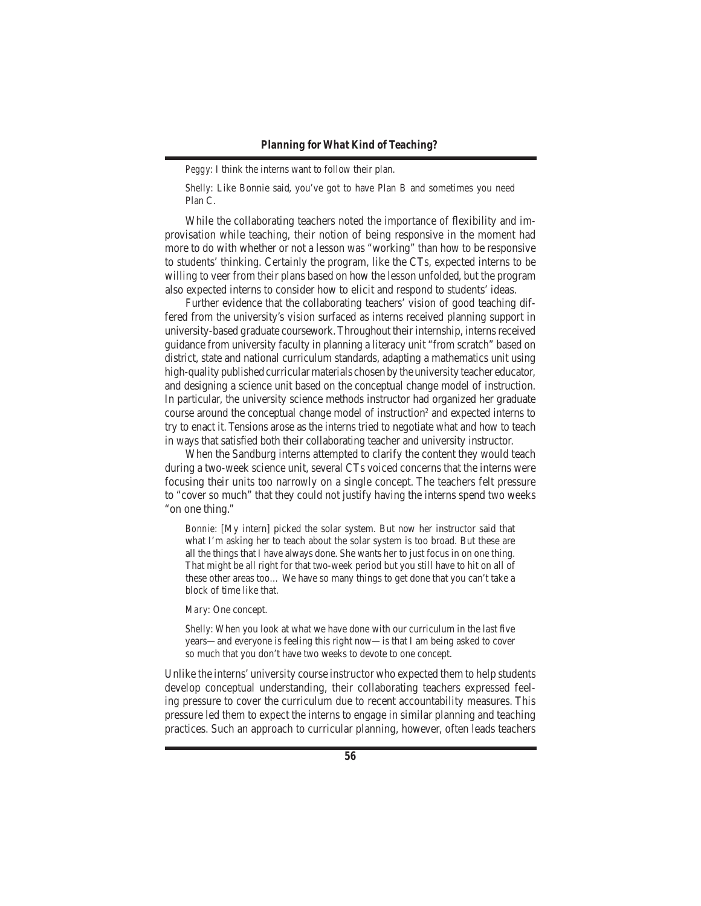*Peggy*: I think the interns want to follow their plan.

*Shelly*: Like Bonnie said, you've got to have Plan B and sometimes you need Plan C.

While the collaborating teachers noted the importance of flexibility and improvisation while teaching, their notion of being responsive in the moment had more to do with whether or not a lesson was "working" than how to be responsive to students' thinking. Certainly the program, like the CTs, expected interns to be willing to veer from their plans based on how the lesson unfolded, but the program also expected interns to consider how to elicit and respond to students' ideas.

Further evidence that the collaborating teachers' vision of good teaching differed from the university's vision surfaced as interns received planning support in university-based graduate coursework. Throughout their internship, interns received guidance from university faculty in planning a literacy unit "from scratch" based on district, state and national curriculum standards, adapting a mathematics unit using high-quality published curricular materials chosen by the university teacher educator, and designing a science unit based on the conceptual change model of instruction. In particular, the university science methods instructor had organized her graduate course around the conceptual change model of instruction[2] and expected interns to try to enact it. Tensions arose as the interns tried to negotiate what and how to teach in ways that satisfied both their collaborating teacher and university instructor.

When the Sandburg interns attempted to clarify the content they would teach during a two-week science unit, several CTs voiced concerns that the interns were focusing their units too narrowly on a single concept. The teachers felt pressure to "cover so much" that they could not justify having the interns spend two weeks "on one thing."

*Bonnie*: [My intern] picked the solar system. But now her instructor said that what I'm asking her to teach about the solar system is too broad. But these are all the things that I have always done. She wants her to just focus in on one thing. That might be all right for that two-week period but you still have to hit on all of these other areas too… We have so many things to get done that you can't take a block of time like that.

*Mary*: One concept.

*Shelly*: When you look at what we have done with our curriculum in the last five years—and everyone is feeling this right now—is that I am being asked to cover so much that you don't have two weeks to devote to one concept.

Unlike the interns' university course instructor who expected them to help students develop conceptual understanding, their collaborating teachers expressed feeling pressure to cover the curriculum due to recent accountability measures. This pressure led them to expect the interns to engage in similar planning and teaching practices. Such an approach to curricular planning, however, often leads teachers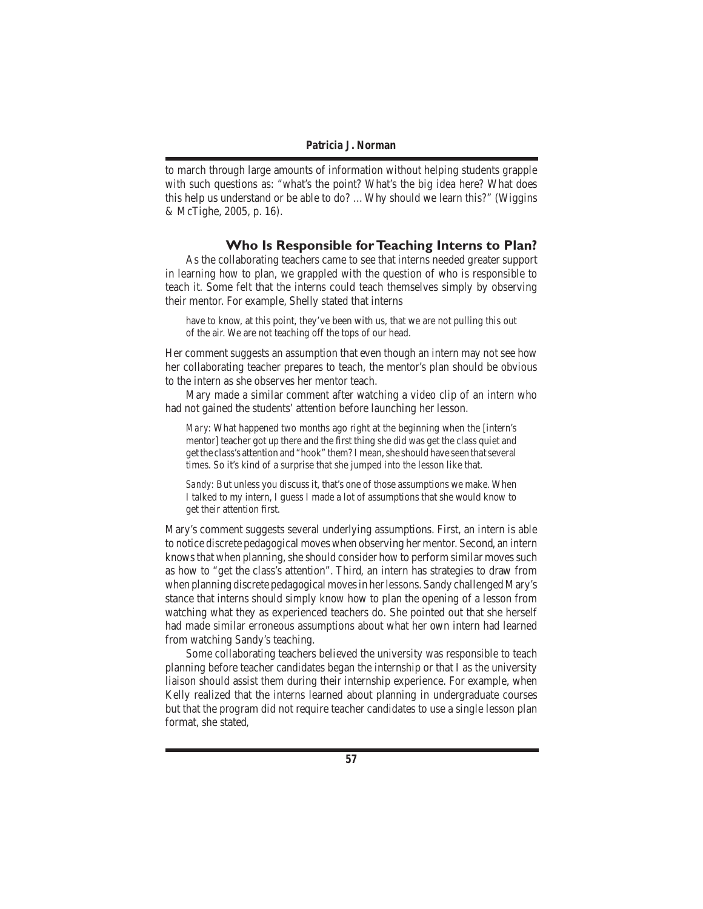to march through large amounts of information without helping students grapple with such questions as: "what's the point? What's the big idea here? What does this help us understand or be able to do? ... Why should we learn this?" (Wiggins & McTighe, 2005, p. 16).

## Who Is Responsible for Teaching Interns to Plan?

As the collaborating teachers came to see that interns needed greater support in learning how to plan, we grappled with the question of who is responsible to teach it. Some felt that the interns could teach themselves simply by observing their mentor. For example, Shelly stated that interns

> have to know, at this point, they've been with us, that we are not pulling this out of the air. We are not teaching off the tops of our head.

Her comment suggests an assumption that even though an intern may not see how her collaborating teacher prepares to teach, the mentor's plan should be obvious to the intern as she observes her mentor teach.

Mary made a similar comment after watching a video clip of an intern who had not gained the students' attention before launching her lesson.

> *Mary*: What happened two months ago right at the beginning when the [intern's mentor] teacher got up there and the first thing she did was get the class quiet and get the class's attention and "hook" them? I mean, she should have seen that several times. So it's kind of a surprise that she jumped into the lesson like that.
>
> *Sandy*: But unless you discuss it, that's one of those assumptions we make. When I talked to my intern, I guess I made a lot of assumptions that she would know to get their attention first.

Mary's comment suggests several underlying assumptions. First, an intern is able to notice discrete pedagogical moves when observing her mentor. Second, an intern knows that when planning, she should consider how to perform similar moves such as how to "get the class's attention". Third, an intern has strategies to draw from when planning discrete pedagogical moves in her lessons. Sandy challenged Mary's stance that interns should simply know how to plan the opening of a lesson from watching what they as experienced teachers do. She pointed out that she herself had made similar erroneous assumptions about what her own intern had learned from watching Sandy's teaching.

Some collaborating teachers believed the university was responsible to teach planning before teacher candidates began the internship or that I as the university liaison should assist them during their internship experience. For example, when Kelly realized that the interns learned about planning in undergraduate courses but that the program did not require teacher candidates to use a single lesson plan format, she stated,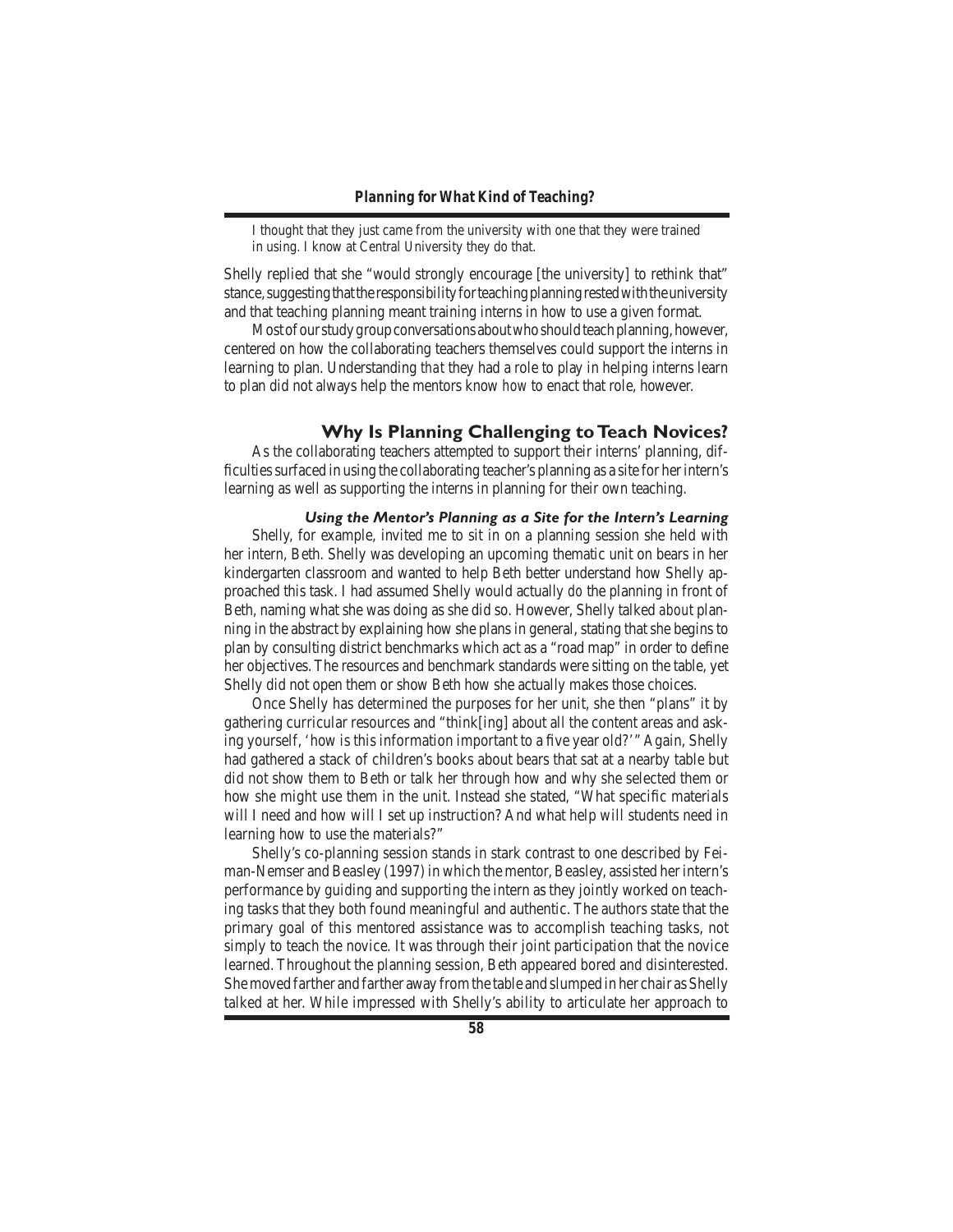I thought that they just came from the university with one that they were trained in using. I know at Central University they do that.

Shelly replied that she "would strongly encourage [the university] to rethink that" stance, suggesting that the responsibility for teaching planning rested with the university and that teaching planning meant training interns in how to use a given format.

Most of our study group conversations about who should teach planning, however, centered on how the collaborating teachers themselves could support the interns in learning to plan. Understanding *that* they had a role to play in helping interns learn to plan did not always help the mentors know *how* to enact that role, however.

## Why Is Planning Challenging to Teach Novices?

As the collaborating teachers attempted to support their interns' planning, difficulties surfaced in using the collaborating teacher's planning as a site for her intern's learning as well as supporting the interns in planning for their own teaching.

### *Using the Mentor's Planning as a Site for the Intern's Learning*

Shelly, for example, invited me to sit in on a planning session she held with her intern, Beth. Shelly was developing an upcoming thematic unit on bears in her kindergarten classroom and wanted to help Beth better understand how Shelly approached this task. I had assumed Shelly would actually *do* the planning in front of Beth, naming what she was doing as she did so. However, Shelly talked *about* planning in the abstract by explaining how she plans in general, stating that she begins to plan by consulting district benchmarks which act as a "road map" in order to define her objectives. The resources and benchmark standards were sitting on the table, yet Shelly did not open them or show Beth how she actually makes those choices.

Once Shelly has determined the purposes for her unit, she then "plans" it by gathering curricular resources and "think[ing] about all the content areas and asking yourself, 'how is this information important to a five year old?'" Again, Shelly had gathered a stack of children's books about bears that sat at a nearby table but did not show them to Beth or talk her through how and why she selected them or how she might use them in the unit. Instead she stated, "What specific materials will I need and how will I set up instruction? And what help will students need in learning how to use the materials?"

Shelly's co-planning session stands in stark contrast to one described by Feiman-Nemser and Beasley (1997) in which the mentor, Beasley, assisted her intern's performance by guiding and supporting the intern as they jointly worked on teaching tasks that they both found meaningful and authentic. The authors state that the primary goal of this mentored assistance was to accomplish teaching tasks, not simply to teach the novice. It was through their joint participation that the novice learned. Throughout the planning session, Beth appeared bored and disinterested. She moved farther and farther away from the table and slumped in her chair as Shelly talked at her. While impressed with Shelly's ability to articulate her approach to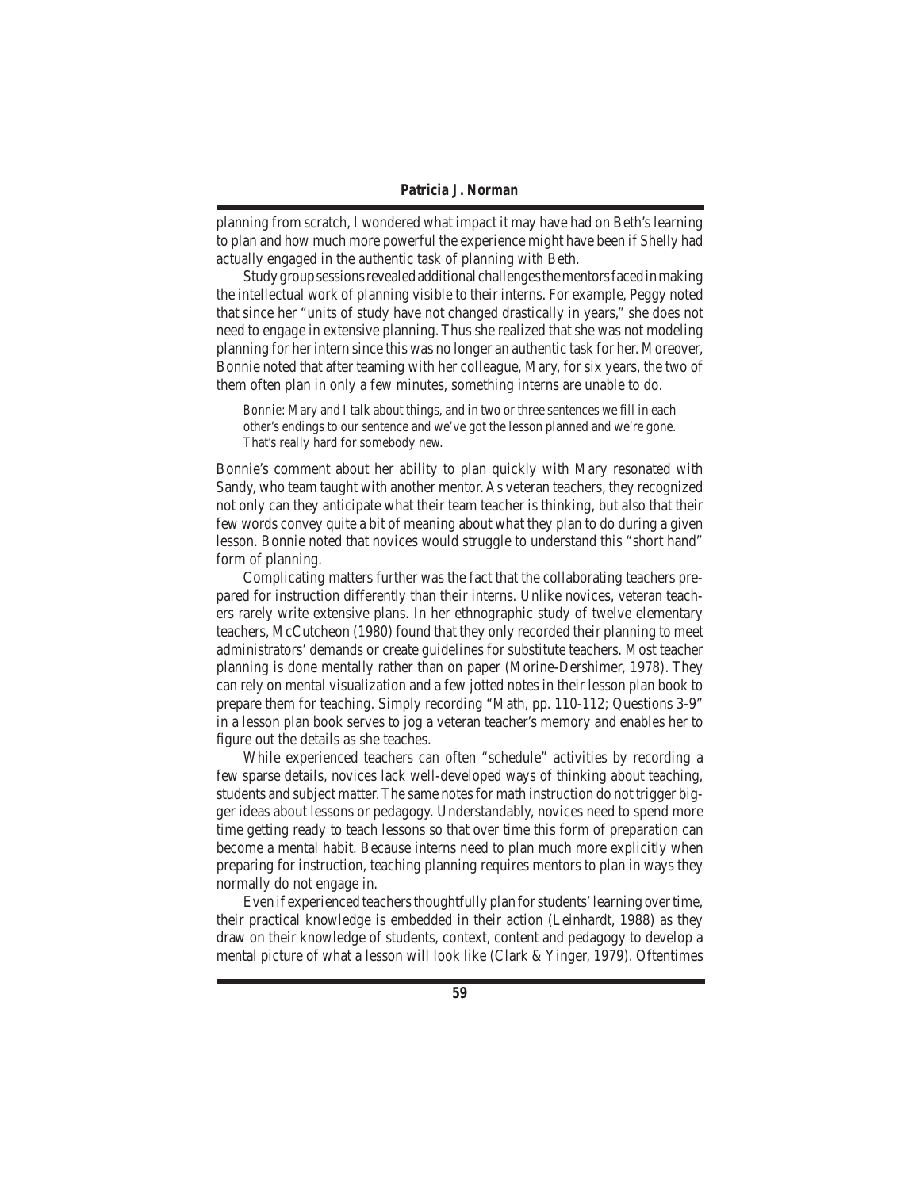planning from scratch, I wondered what impact it may have had on Beth's learning to plan and how much more powerful the experience might have been if Shelly had actually engaged in the authentic task of planning *with* Beth.

Study group sessions revealed additional challenges the mentors faced in making the intellectual work of planning visible to their interns. For example, Peggy noted that since her "units of study have not changed drastically in years," she does not need to engage in extensive planning. Thus she realized that she was not modeling planning for her intern since this was no longer an authentic task for her. Moreover, Bonnie noted that after teaming with her colleague, Mary, for six years, the two of them often plan in only a few minutes, something interns are unable to do.

> *Bonnie:* Mary and I talk about things, and in two or three sentences we fill in each other's endings to our sentence and we've got the lesson planned and we're gone. That's really hard for somebody new.

Bonnie's comment about her ability to plan quickly with Mary resonated with Sandy, who team taught with another mentor. As veteran teachers, they recognized not only can they anticipate what their team teacher is thinking, but also that their few words convey quite a bit of meaning about what they plan to do during a given lesson. Bonnie noted that novices would struggle to understand this "short hand" form of planning.

Complicating matters further was the fact that the collaborating teachers prepared for instruction differently than their interns. Unlike novices, veteran teachers rarely write extensive plans. In her ethnographic study of twelve elementary teachers, McCutcheon (1980) found that they only recorded their planning to meet administrators' demands or create guidelines for substitute teachers. Most teacher planning is done mentally rather than on paper (Morine-Dershimer, 1978). They can rely on mental visualization and a few jotted notes in their lesson plan book to prepare them for teaching. Simply recording "Math, pp. 110-112; Questions 3-9" in a lesson plan book serves to jog a veteran teacher's memory and enables her to figure out the details as she teaches.

While experienced teachers can often "schedule" activities by recording a few sparse details, novices lack well-developed ways of thinking about teaching, students and subject matter. The same notes for math instruction do not trigger bigger ideas about lessons or pedagogy. Understandably, novices need to spend more time getting ready to teach lessons so that over time this form of preparation can become a mental habit. Because interns need to plan much more explicitly when preparing for instruction, teaching planning requires mentors to plan in ways they normally do not engage in.

Even if experienced teachers thoughtfully plan for students' learning over time, their practical knowledge is embedded in their action (Leinhardt, 1988) as they draw on their knowledge of students, context, content and pedagogy to develop a mental picture of what a lesson will look like (Clark & Yinger, 1979). Oftentimes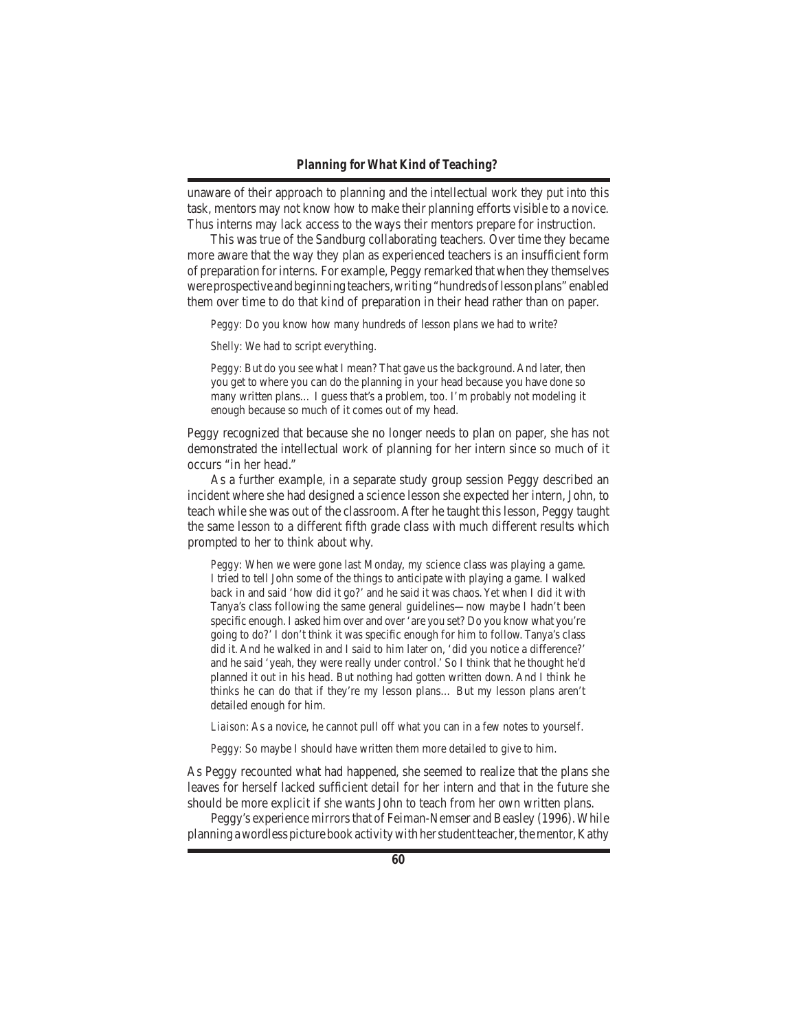unaware of their approach to planning and the intellectual work they put into this task, mentors may not know how to make their planning efforts visible to a novice. Thus interns may lack access to the ways their mentors prepare for instruction.

This was true of the Sandburg collaborating teachers. Over time they became more aware that the way they plan as experienced teachers is an insufficient form of preparation for interns. For example, Peggy remarked that when they themselves were prospective and beginning teachers, writing "hundreds of lesson plans" enabled them over time to do that kind of preparation in their head rather than on paper.

> *Peggy*: Do you know how many hundreds of lesson plans we had to write?
>
> *Shelly*: We had to script everything.
>
> *Peggy*: But do you see what I mean? That gave us the background. And later, then you get to where you can do the planning in your head because you have done so many written plans… I guess that's a problem, too. I'm probably not modeling it enough because so much of it comes out of my head.

Peggy recognized that because she no longer needs to plan on paper, she has not demonstrated the intellectual work of planning for her intern since so much of it occurs "in her head."

As a further example, in a separate study group session Peggy described an incident where she had designed a science lesson she expected her intern, John, to teach while she was out of the classroom. After he taught this lesson, Peggy taught the same lesson to a different fifth grade class with much different results which prompted to her to think about why.

> *Peggy*: When we were gone last Monday, my science class was playing a game. I tried to tell John some of the things to anticipate with playing a game. I walked back in and said 'how did it go?' and he said it was chaos. Yet when I did it with Tanya's class following the same general guidelines—now maybe I hadn't been specific enough. I asked him over and over 'are you set? Do you know what you're going to do?' I don't think it was specific enough for him to follow. Tanya's class did it. And he walked in and I said to him later on, 'did you notice a difference?' and he said 'yeah, they were really under control.' So I think that he thought he'd planned it out in his head. But nothing had gotten written down. And I think he thinks he can do that if they're my lesson plans… But my lesson plans aren't detailed enough for him.
>
> *Liaison*: As a novice, he cannot pull off what you can in a few notes to yourself.
>
> *Peggy*: So maybe I should have written them more detailed to give to him.

As Peggy recounted what had happened, she seemed to realize that the plans she leaves for herself lacked sufficient detail for her intern and that in the future she should be more explicit if she wants John to teach from her own written plans.

Peggy's experience mirrors that of Feiman-Nemser and Beasley (1996). While planning a wordless picture book activity with her student teacher, the mentor, Kathy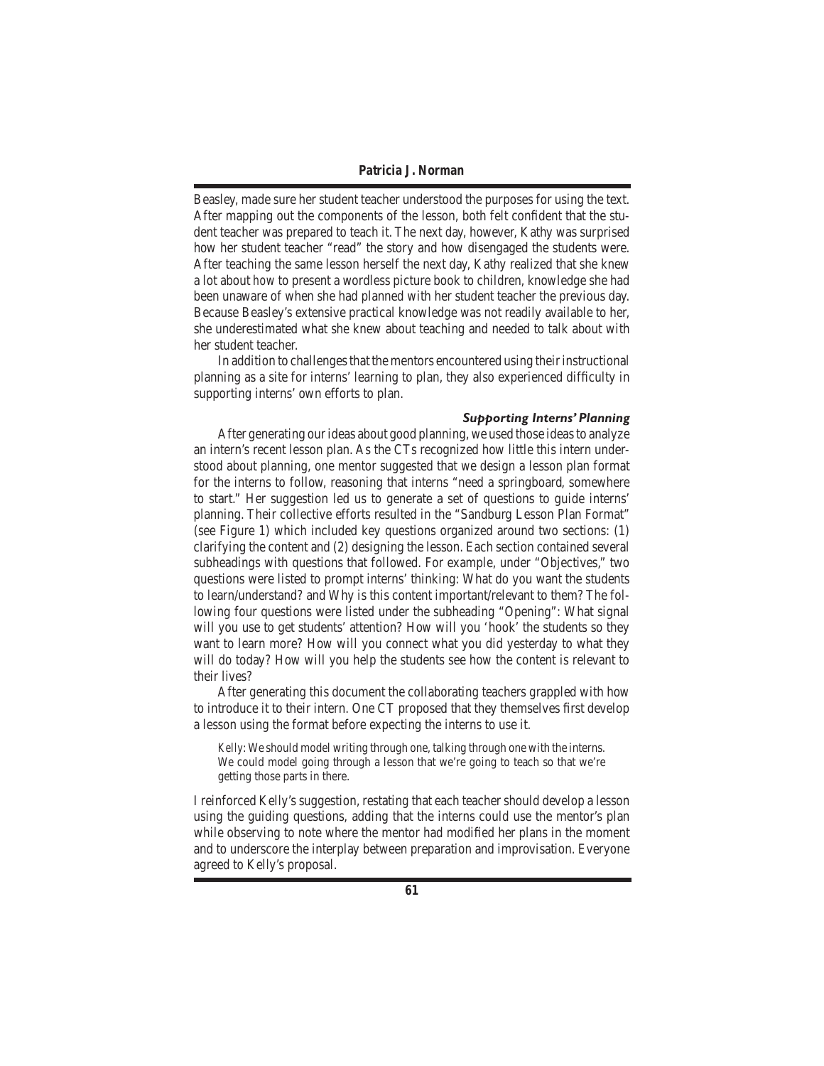Beasley, made sure her student teacher understood the purposes for using the text. After mapping out the components of the lesson, both felt confident that the student teacher was prepared to teach it. The next day, however, Kathy was surprised how her student teacher "read" the story and how disengaged the students were. After teaching the same lesson herself the next day, Kathy realized that she knew a lot about *how* to present a wordless picture book to children, knowledge she had been unaware of when she had planned with her student teacher the previous day. Because Beasley's extensive practical knowledge was not readily available to her, she underestimated what she knew about teaching and needed to talk about with her student teacher.

In addition to challenges that the mentors encountered using their instructional planning as a site for interns' learning to plan, they also experienced difficulty in supporting interns' own efforts to plan.

### *Supporting Interns' Planning*

After generating our ideas about good planning, we used those ideas to analyze an intern's recent lesson plan. As the CTs recognized how little this intern understood about planning, one mentor suggested that we design a lesson plan format for the interns to follow, reasoning that interns "need a springboard, somewhere to start." Her suggestion led us to generate a set of questions to guide interns' planning. Their collective efforts resulted in the "Sandburg Lesson Plan Format" (see Figure 1) which included key questions organized around two sections: (1) clarifying the content and (2) designing the lesson. Each section contained several subheadings with questions that followed. For example, under "Objectives," two questions were listed to prompt interns' thinking: What do you want the students to learn/understand? and Why is this content important/relevant to them? The following four questions were listed under the subheading "Opening": What signal will you use to get students' attention? How will you 'hook' the students so they want to learn more? How will you connect what you did yesterday to what they will do today? How will you help the students see how the content is relevant to their lives?

After generating this document the collaborating teachers grappled with how to introduce it to their intern. One CT proposed that they themselves first develop a lesson using the format before expecting the interns to use it.

> Kelly: We should model writing through one, talking through one with the interns. We could model going through a lesson that we're going to teach so that we're getting those parts in there.

I reinforced Kelly's suggestion, restating that each teacher should develop a lesson using the guiding questions, adding that the interns could use the mentor's plan while observing to note where the mentor had modified her plans in the moment and to underscore the interplay between preparation and improvisation. Everyone agreed to Kelly's proposal.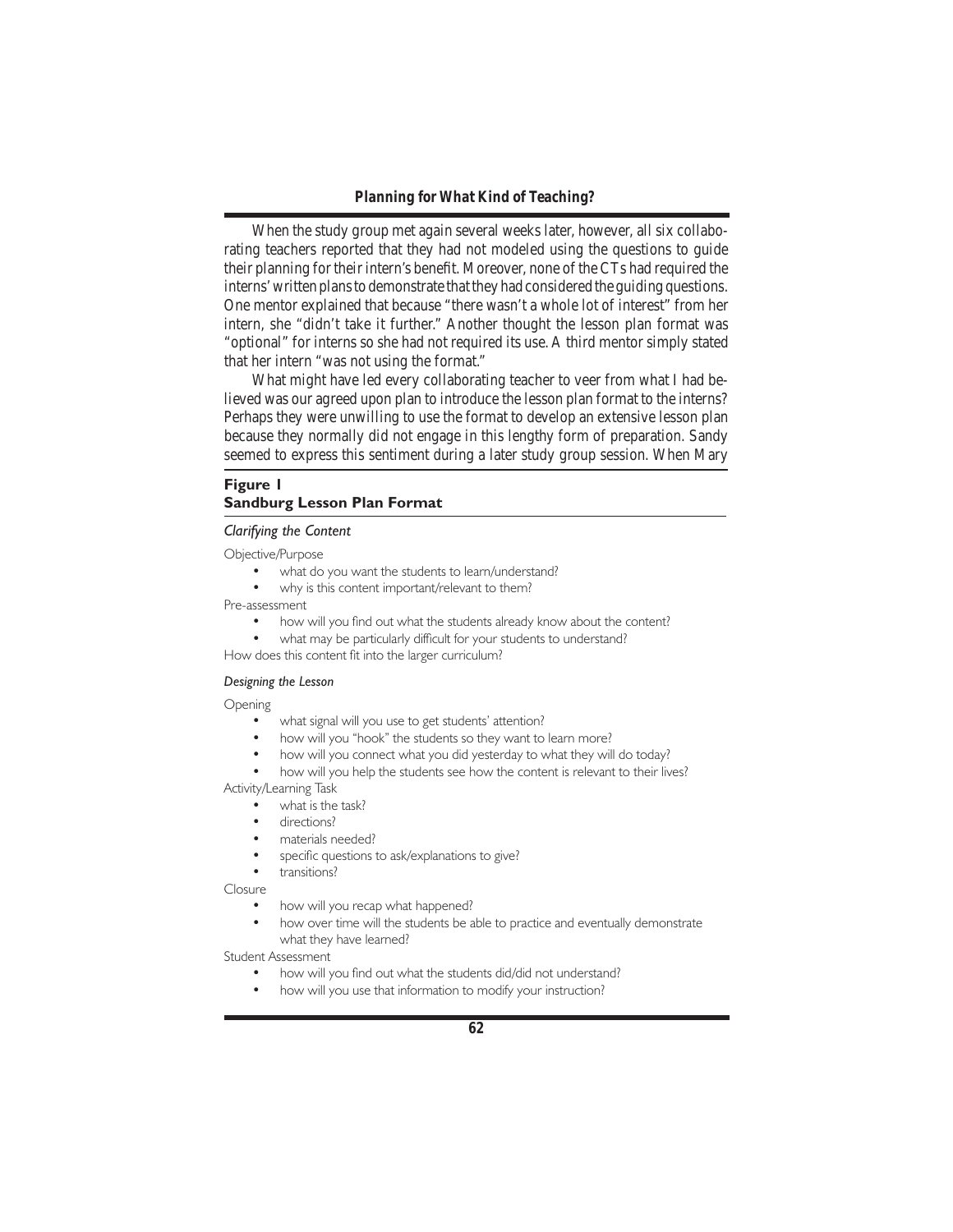When the study group met again several weeks later, however, all six collaborating teachers reported that they had not modeled using the questions to guide their planning for their intern's benefit. Moreover, none of the CTs had required the interns' written plans to demonstrate that they had considered the guiding questions. One mentor explained that because "there wasn't a whole lot of interest" from her intern, she "didn't take it further." Another thought the lesson plan format was "optional" for interns so she had not required its use. A third mentor simply stated that her intern "was not using the format."

What might have led every collaborating teacher to veer from what I had believed was our agreed upon plan to introduce the lesson plan format to the interns? Perhaps they were unwilling to use the format to develop an extensive lesson plan because they normally did not engage in this lengthy form of preparation. Sandy seemed to express this sentiment during a later study group session. When Mary

**Figure 1**
**Sandburg Lesson Plan Format**

*Clarifying the Content*

Objective/Purpose

- what do you want the students to learn/understand?
- why is this content important/relevant to them?

Pre-assessment

- how will you find out what the students already know about the content?
- what may be particularly difficult for your students to understand?

How does this content fit into the larger curriculum?

*Designing the Lesson*

Opening

- what signal will you use to get students' attention?
- how will you "hook" the students so they want to learn more?
- how will you connect what you did yesterday to what they will do today?
- how will you help the students see how the content is relevant to their lives?

Activity/Learning Task

- what is the task?
- directions?
- materials needed?
- specific questions to ask/explanations to give?
- transitions?

Closure

- how will you recap what happened?
- how over time will the students be able to practice and eventually demonstrate what they have learned?

Student Assessment

- how will you find out what the students did/did not understand?
- how will you use that information to modify your instruction?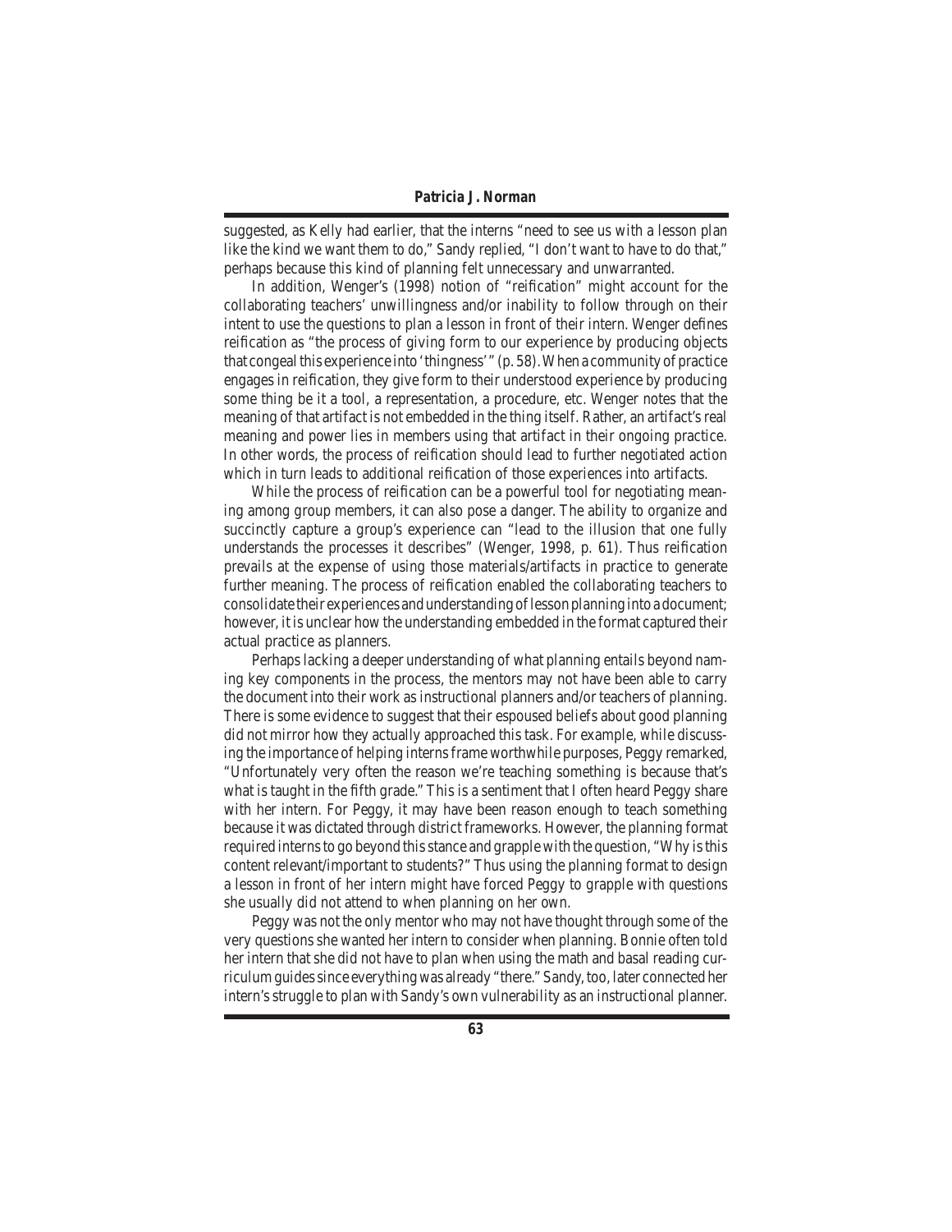suggested, as Kelly had earlier, that the interns "need to see us with a lesson plan like the kind we want them to do," Sandy replied, "I don't want to have to do that," perhaps because this kind of planning felt unnecessary and unwarranted.

In addition, Wenger's (1998) notion of "reification" might account for the collaborating teachers' unwillingness and/or inability to follow through on their intent to use the questions to plan a lesson in front of their intern. Wenger defines reification as "the process of giving form to our experience by producing objects that congeal this experience into 'thingness'" (p. 58). When a community of practice engages in reification, they give form to their understood experience by producing some thing be it a tool, a representation, a procedure, etc. Wenger notes that the meaning of that artifact is not embedded in the thing itself. Rather, an artifact's real meaning and power lies in members using that artifact in their ongoing practice. In other words, the process of reification should lead to further negotiated action which in turn leads to additional reification of those experiences into artifacts.

While the process of reification can be a powerful tool for negotiating meaning among group members, it can also pose a danger. The ability to organize and succinctly capture a group's experience can "lead to the illusion that one fully understands the processes it describes" (Wenger, 1998, p. 61). Thus reification prevails at the expense of using those materials/artifacts in practice to generate further meaning. The process of reification enabled the collaborating teachers to consolidate their experiences and understanding of lesson planning into a document; however, it is unclear how the understanding embedded in the format captured their actual practice as planners.

Perhaps lacking a deeper understanding of what planning entails beyond naming key components in the process, the mentors may not have been able to carry the document into their work as instructional planners and/or teachers of planning. There is some evidence to suggest that their espoused beliefs about good planning did not mirror how they actually approached this task. For example, while discussing the importance of helping interns frame worthwhile purposes, Peggy remarked, "Unfortunately very often the reason we're teaching something is because that's what is taught in the fifth grade." This is a sentiment that I often heard Peggy share with her intern. For Peggy, it may have been reason enough to teach something because it was dictated through district frameworks. However, the planning format required interns to go beyond this stance and grapple with the question, "Why is this content relevant/important to students?" Thus using the planning format to design a lesson in front of her intern might have forced Peggy to grapple with questions she usually did not attend to when planning on her own.

Peggy was not the only mentor who may not have thought through some of the very questions she wanted her intern to consider when planning. Bonnie often told her intern that she did not have to plan when using the math and basal reading curriculum guides since everything was already "there." Sandy, too, later connected her intern's struggle to plan with Sandy's own vulnerability as an instructional planner.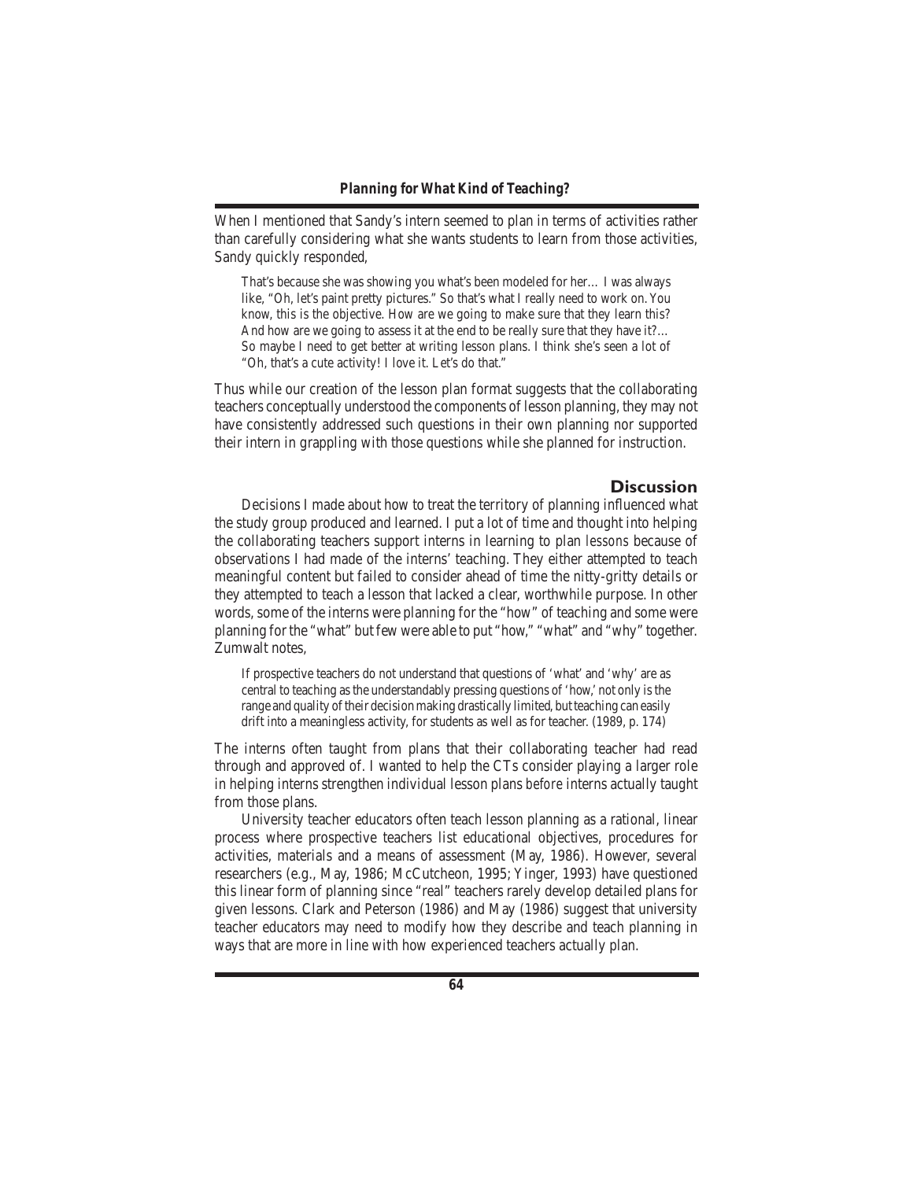When I mentioned that Sandy's intern seemed to plan in terms of activities rather than carefully considering what she wants students to learn from those activities, Sandy quickly responded,

> That's because she was showing you what's been modeled for her… I was always like, "Oh, let's paint pretty pictures." So that's what I really need to work on. You know, this is the objective. How are we going to make sure that they learn this? And how are we going to assess it at the end to be really sure that they have it?… So maybe I need to get better at writing lesson plans. I think she's seen a lot of "Oh, that's a cute activity! I love it. Let's do that."

Thus while our creation of the lesson plan format suggests that the collaborating teachers conceptually understood the components of lesson planning, they may not have consistently addressed such questions in their own planning nor supported their intern in grappling with those questions while she planned for instruction.

## Discussion

Decisions I made about how to treat the territory of planning influenced what the study group produced and learned. I put a lot of time and thought into helping the collaborating teachers support interns in learning to plan *lessons* because of observations I had made of the interns' teaching. They either attempted to teach meaningful content but failed to consider ahead of time the nitty-gritty details or they attempted to teach a lesson that lacked a clear, worthwhile purpose. In other words, some of the interns were planning for the "how" of teaching and some were planning for the "what" but few were able to put "how," "what" and "why" together. Zumwalt notes,

> If prospective teachers do not understand that questions of 'what' and 'why' are as central to teaching as the understandably pressing questions of 'how,' not only is the range and quality of their decision making drastically limited, but teaching can easily drift into a meaningless activity, for students as well as for teacher. (1989, p. 174)

The interns often taught from plans that their collaborating teacher had read through and approved of. I wanted to help the CTs consider playing a larger role in helping interns strengthen individual lesson plans *before* interns actually taught from those plans.

University teacher educators often teach lesson planning as a rational, linear process where prospective teachers list educational objectives, procedures for activities, materials and a means of assessment (May, 1986). However, several researchers (e.g., May, 1986; McCutcheon, 1995; Yinger, 1993) have questioned this linear form of planning since "real" teachers rarely develop detailed plans for given lessons. Clark and Peterson (1986) and May (1986) suggest that university teacher educators may need to modify how they describe and teach planning in ways that are more in line with how experienced teachers actually plan.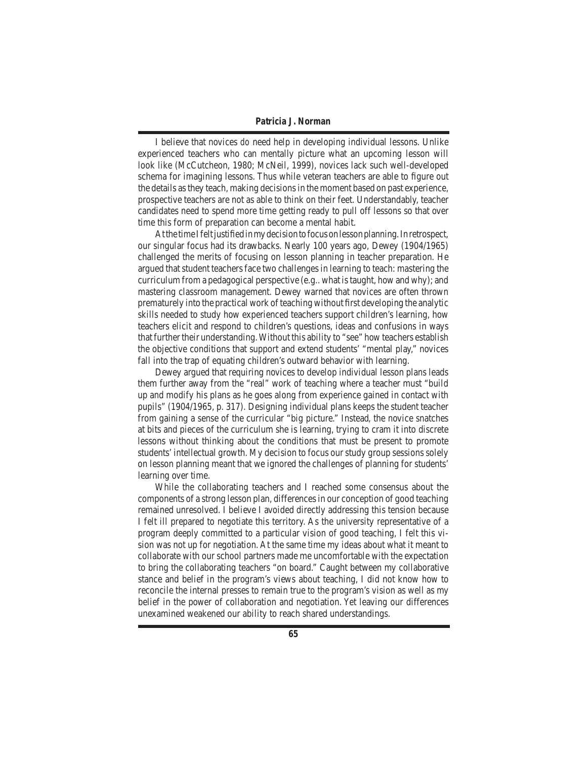I believe that novices *do* need help in developing individual lessons. Unlike experienced teachers who can mentally picture what an upcoming lesson will look like (McCutcheon, 1980; McNeil, 1999), novices lack such well-developed schema for imagining lessons. Thus while veteran teachers are able to figure out the details as they teach, making decisions in the moment based on past experience, prospective teachers are not as able to think on their feet. Understandably, teacher candidates need to spend more time getting ready to pull off lessons so that over time this form of preparation can become a mental habit.

At the time I felt justified in my decision to focus on lesson planning. In retrospect, our singular focus had its drawbacks. Nearly 100 years ago, Dewey (1904/1965) challenged the merits of focusing on lesson planning in teacher preparation. He argued that student teachers face two challenges in learning to teach: mastering the curriculum from a pedagogical perspective (e.g.. what is taught, how and why); and mastering classroom management. Dewey warned that novices are often thrown prematurely into the practical work of teaching without first developing the analytic skills needed to study how experienced teachers support children's learning, how teachers elicit and respond to children's questions, ideas and confusions in ways that further their understanding. Without this ability to "see" how teachers establish the objective conditions that support and extend students' "mental play," novices fall into the trap of equating children's outward behavior with learning.

Dewey argued that requiring novices to develop individual lesson plans leads them further away from the "real" work of teaching where a teacher must "build up and modify his plans as he goes along from experience gained in contact with pupils" (1904/1965, p. 317). Designing individual plans keeps the student teacher from gaining a sense of the curricular "big picture." Instead, the novice snatches at bits and pieces of the curriculum she is learning, trying to cram it into discrete lessons without thinking about the conditions that must be present to promote students' intellectual growth. My decision to focus our study group sessions solely on lesson planning meant that we ignored the challenges of planning for students' learning over time.

While the collaborating teachers and I reached some consensus about the components of a strong lesson plan, differences in our conception of good teaching remained unresolved. I believe I avoided directly addressing this tension because I felt ill prepared to negotiate this territory. As the university representative of a program deeply committed to a particular vision of good teaching, I felt this vision was not up for negotiation. At the same time my ideas about what it meant to collaborate with our school partners made me uncomfortable with the expectation to bring the collaborating teachers "on board." Caught between my collaborative stance and belief in the program's views about teaching, I did not know how to reconcile the internal presses to remain true to the program's vision as well as my belief in the power of collaboration and negotiation. Yet leaving our differences unexamined weakened our ability to reach shared understandings.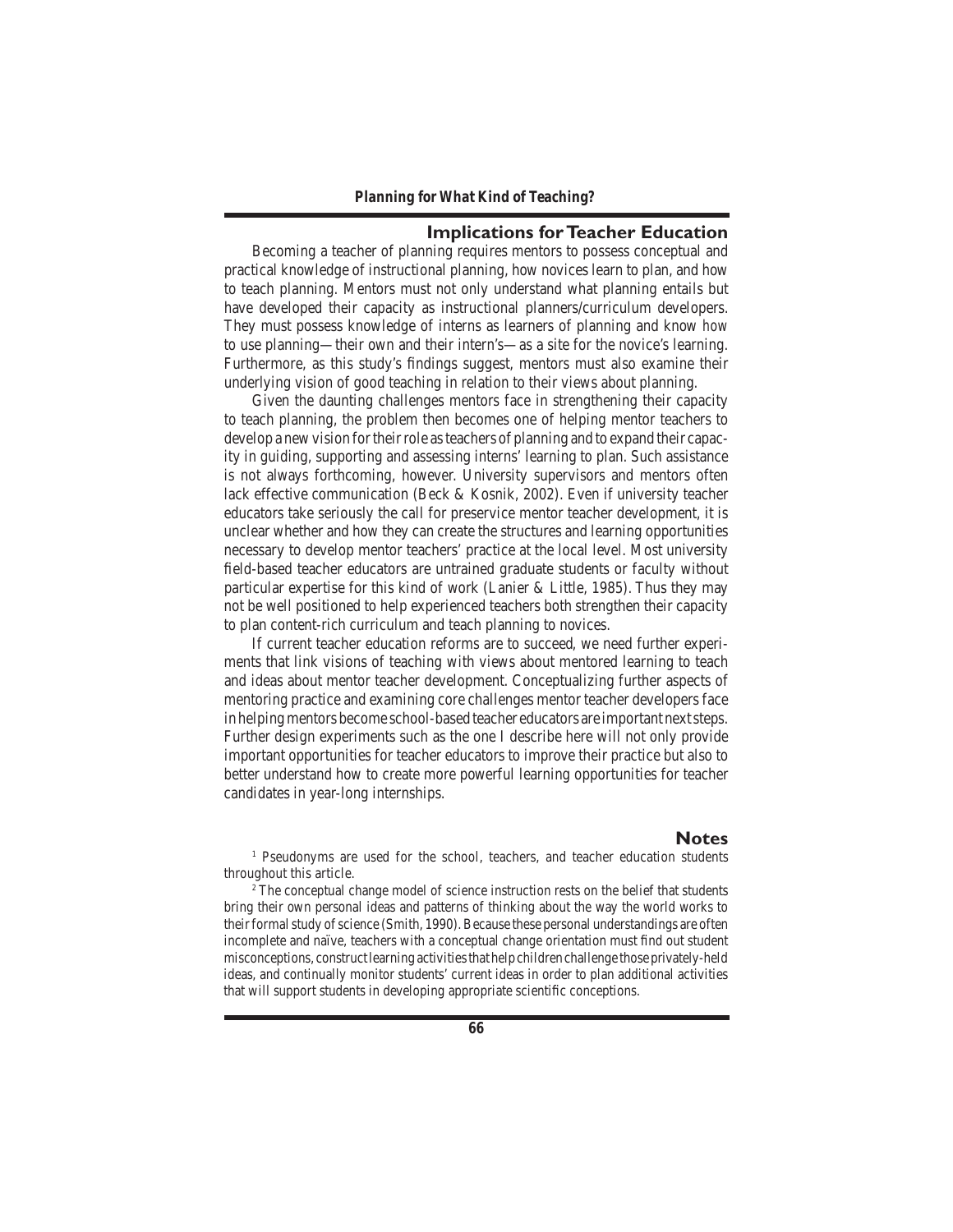## Implications for Teacher Education

Becoming a teacher of planning requires mentors to possess conceptual and practical knowledge of instructional planning, how novices learn to plan, and how to teach planning. Mentors must not only understand what planning entails but have developed their capacity as instructional planners/curriculum developers. They must possess knowledge of interns as learners of planning and know *how* to use planning—their own and their intern's—as a site for the novice's learning. Furthermore, as this study's findings suggest, mentors must also examine their underlying vision of good teaching in relation to their views about planning.

Given the daunting challenges mentors face in strengthening their capacity to teach planning, the problem then becomes one of helping mentor teachers to develop a new vision for their role as teachers of planning and to expand their capacity in guiding, supporting and assessing interns' learning to plan. Such assistance is not always forthcoming, however. University supervisors and mentors often lack effective communication (Beck & Kosnik, 2002). Even if university teacher educators take seriously the call for preservice mentor teacher development, it is unclear whether and how they can create the structures and learning opportunities necessary to develop mentor teachers' practice at the local level. Most university field-based teacher educators are untrained graduate students or faculty without particular expertise for this kind of work (Lanier & Little, 1985). Thus they may not be well positioned to help experienced teachers both strengthen their capacity to plan content-rich curriculum and teach planning to novices.

If current teacher education reforms are to succeed, we need further experiments that link visions of teaching with views about mentored learning to teach and ideas about mentor teacher development. Conceptualizing further aspects of mentoring practice and examining core challenges mentor teacher developers face in helping mentors become school-based teacher educators are important next steps. Further design experiments such as the one I describe here will not only provide important opportunities for teacher educators to improve their practice but also to better understand how to create more powerful learning opportunities for teacher candidates in year-long internships.

## Notes

[1] Pseudonyms are used for the school, teachers, and teacher education students throughout this article.

[2] The conceptual change model of science instruction rests on the belief that students bring their own personal ideas and patterns of thinking about the way the world works to their formal study of science (Smith, 1990). Because these personal understandings are often incomplete and naïve, teachers with a conceptual change orientation must find out student misconceptions, construct learning activities that help children challenge those privately-held ideas, and continually monitor students' current ideas in order to plan additional activities that will support students in developing appropriate scientific conceptions.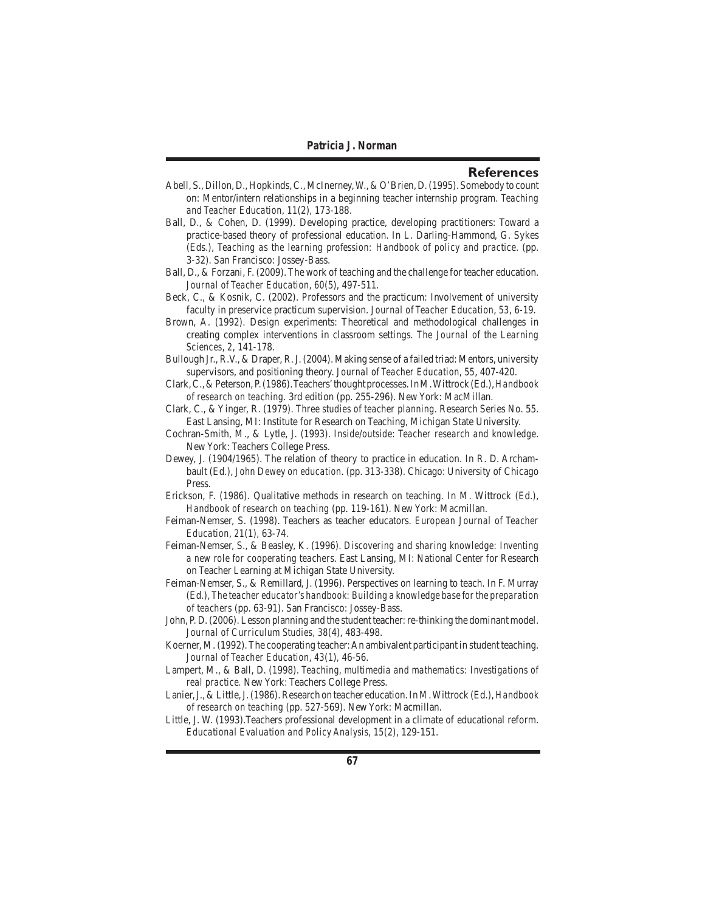## References

Abell, S., Dillon, D., Hopkinds, C., McInerney, W., & O'Brien, D. (1995). Somebody to count on: Mentor/intern relationships in a beginning teacher internship program. *Teaching and Teacher Education*, 11(2), 173-188.

Ball, D., & Cohen, D. (1999). Developing practice, developing practitioners: Toward a practice-based theory of professional education. In L. Darling-Hammond, G. Sykes (Eds.), *Teaching as the learning profession: Handbook of policy and practice*. (pp. 3-32). San Francisco: Jossey-Bass.

Ball, D., & Forzani, F. (2009). The work of teaching and the challenge for teacher education. *Journal of Teacher Education*, *60*(5), 497-511.

Beck, C., & Kosnik, C. (2002). Professors and the practicum: Involvement of university faculty in preservice practicum supervision. *Journal of Teacher Education, 53*, 6-19.

Brown, A. (1992). Design experiments: Theoretical and methodological challenges in creating complex interventions in classroom settings. *The Journal of the Learning Sciences*, 2, 141-178.

Bullough Jr., R.V., & Draper, R. J. (2004). Making sense of a failed triad: Mentors, university supervisors, and positioning theory. *Journal of Teacher Education*, 55, 407-420.

Clark, C., & Peterson, P. (1986). Teachers' thought processes. In M. Wittrock (Ed.), *Handbook of research on teaching*. 3rd edition (pp. 255-296). New York: MacMillan.

Clark, C., & Yinger, R. (1979). *Three studies of teacher planning*. Research Series No. 55. East Lansing, MI: Institute for Research on Teaching, Michigan State University.

Cochran-Smith, M., & Lytle, J. (1993). *Inside/outside: Teacher research and knowledge*. New York: Teachers College Press.

Dewey, J. (1904/1965). The relation of theory to practice in education. In R. D. Archambault (Ed.), *John Dewey on education*. (pp. 313-338). Chicago: University of Chicago Press.

Erickson, F. (1986). Qualitative methods in research on teaching. In M. Wittrock (Ed.), *Handbook of research on teaching* (pp. 119-161). New York: Macmillan.

Feiman-Nemser, S. (1998). Teachers as teacher educators. *European Journal of Teacher Education*, 21(1), 63-74.

Feiman-Nemser, S., & Beasley, K. (1996). *Discovering and sharing knowledge: Inventing a new role for cooperating teachers*. East Lansing, MI: National Center for Research on Teacher Learning at Michigan State University.

Feiman-Nemser, S., & Remillard, J. (1996). Perspectives on learning to teach. In F. Murray (Ed.), *The teacher educator's handbook: Building a knowledge base for the preparation of teachers* (pp. 63-91). San Francisco: Jossey-Bass.

John, P. D. (2006). Lesson planning and the student teacher: re-thinking the dominant model. *Journal of Curriculum Studies, 38(4)*, 483-498.

Koerner, M. (1992). The cooperating teacher: An ambivalent participant in student teaching. *Journal of Teacher Education*, *43*(1), 46-56.

Lampert, M., & Ball, D. (1998). *Teaching, multimedia and mathematics: Investigations of real practice*. New York: Teachers College Press.

Lanier, J., & Little, J. (1986). Research on teacher education. In M. Wittrock (Ed.), *Handbook of research on teaching* (pp. 527-569). New York: Macmillan.

Little, J. W. (1993).Teachers professional development in a climate of educational reform. *Educational Evaluation and Policy Analysis*, 15(2), 129-151.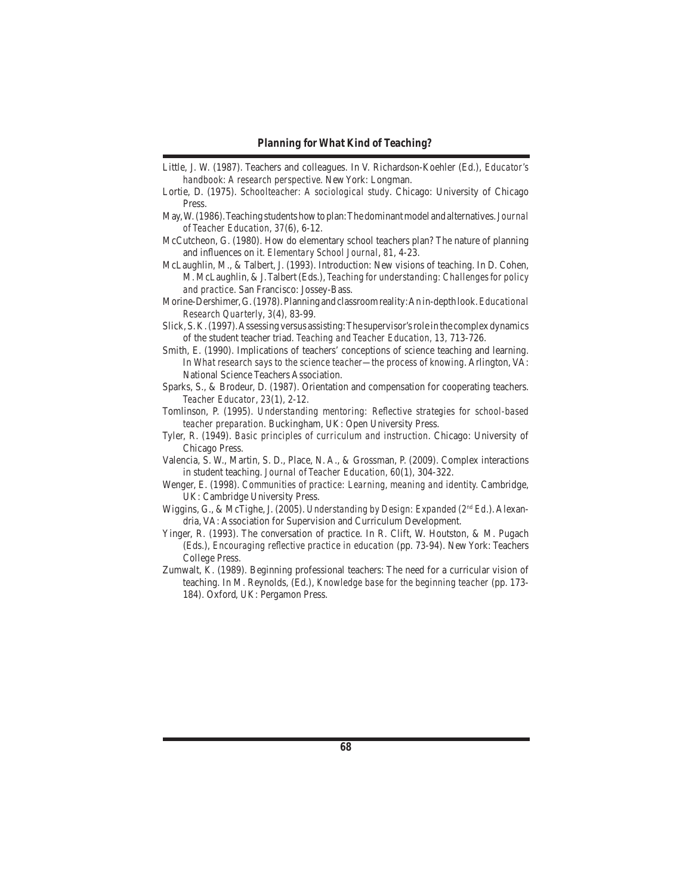Little, J. W. (1987). Teachers and colleagues. In V. Richardson-Koehler (Ed.), *Educator's handbook: A research perspective*. New York: Longman.

Lortie, D. (1975). *Schoolteacher: A sociological study*. Chicago: University of Chicago Press.

May, W. (1986). Teaching students how to plan: The dominant model and alternatives. *Journal of Teacher Education, 37*(6), 6-12.

McCutcheon, G. (1980). How do elementary school teachers plan? The nature of planning and influences on it. *Elementary School Journal, 81*, 4-23.

McLaughlin, M., & Talbert, J. (1993). Introduction: New visions of teaching. In D. Cohen, M. McLaughlin, & J. Talbert (Eds.), *Teaching for understanding: Challenges for policy and practice*. San Francisco: Jossey-Bass.

Morine-Dershimer, G. (1978). Planning and classroom reality: An in-depth look. *Educational Research Quarterly, 3*(4), 83-99.

Slick, S. K. (1997). Assessing versus assisting: The supervisor's role in the complex dynamics of the student teacher triad. *Teaching and Teacher Education, 13,* 713-726.

Smith, E. (1990). Implications of teachers' conceptions of science teaching and learning. In *What research says to the science teacher—the process of knowing*. Arlington, VA: National Science Teachers Association.

Sparks, S., & Brodeur, D. (1987). Orientation and compensation for cooperating teachers. *Teacher Educator, 23*(1), 2-12.

Tomlinson, P. (1995). *Understanding mentoring: Reflective strategies for school-based teacher preparation*. Buckingham, UK: Open University Press.

Tyler, R. (1949). *Basic principles of curriculum and instruction*. Chicago: University of Chicago Press.

Valencia, S. W., Martin, S. D., Place, N. A., & Grossman, P. (2009). Complex interactions in student teaching. *Journal of Teacher Education, 60*(1), 304-322.

Wenger, E. (1998). *Communities of practice: Learning, meaning and identity*. Cambridge, UK: Cambridge University Press.

Wiggins, G., & McTighe, J. (2005). *Understanding by Design: Expanded (2nd Ed.)*. Alexandria, VA: Association for Supervision and Curriculum Development.

Yinger, R. (1993). The conversation of practice. In R. Clift, W. Houtston, & M. Pugach (Eds.), *Encouraging reflective practice in education* (pp. 73-94). New York: Teachers College Press.

Zumwalt, K. (1989). Beginning professional teachers: The need for a curricular vision of teaching. In M. Reynolds, (Ed.), *Knowledge base for the beginning teacher* (pp. 173-184). Oxford, UK: Pergamon Press.